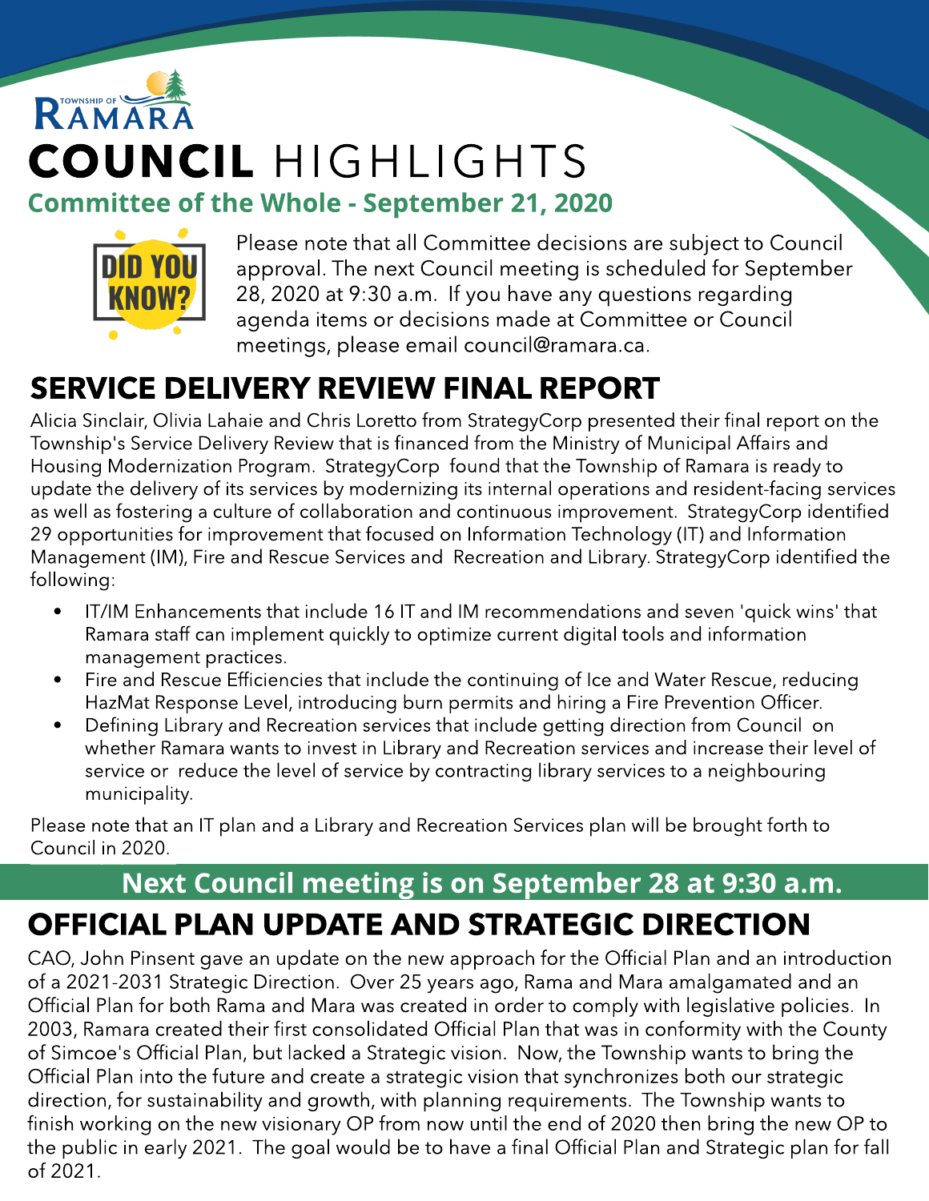TOWNSHIP OF RAMARA

# COUNCIL HIGHLIGHTS

## Committee of the Whole - September 21, 2020

DID YOU KNOW?

Please note that all Committee decisions are subject to Council approval. The next Council meeting is scheduled for September 28, 2020 at 9:30 a.m. If you have any questions regarding agenda items or decisions made at Committee or Council meetings, please email council@ramara.ca.

## SERVICE DELIVERY REVIEW FINAL REPORT

Alicia Sinclair, Olivia Lahaie and Chris Loretto from StrategyCorp presented their final report on the Township's Service Delivery Review that is financed from the Ministry of Municipal Affairs and Housing Modernization Program. StrategyCorp found that the Township of Ramara is ready to update the delivery of its services by modernizing its internal operations and resident-facing services as well as fostering a culture of collaboration and continuous improvement. StrategyCorp identified 29 opportunities for improvement that focused on Information Technology (IT) and Information Management (IM), Fire and Rescue Services and Recreation and Library. StrategyCorp identified the following:

- IT/IM Enhancements that include 16 IT and IM recommendations and seven 'quick wins' that Ramara staff can implement quickly to optimize current digital tools and information management practices.
- Fire and Rescue Efficiencies that include the continuing of Ice and Water Rescue, reducing HazMat Response Level, introducing burn permits and hiring a Fire Prevention Officer.
- Defining Library and Recreation services that include getting direction from Council on whether Ramara wants to invest in Library and Recreation services and increase their level of service or reduce the level of service by contracting library services to a neighbouring municipality.

Please note that an IT plan and a Library and Recreation Services plan will be brought forth to Council in 2020.

**Next Council meeting is on September 28 at 9:30 a.m.**

## OFFICIAL PLAN UPDATE AND STRATEGIC DIRECTION

CAO, John Pinsent gave an update on the new approach for the Official Plan and an introduction of a 2021-2031 Strategic Direction. Over 25 years ago, Rama and Mara amalgamated and an Official Plan for both Rama and Mara was created in order to comply with legislative policies. In 2003, Ramara created their first consolidated Official Plan that was in conformity with the County of Simcoe's Official Plan, but lacked a Strategic vision. Now, the Township wants to bring the Official Plan into the future and create a strategic vision that synchronizes both our strategic direction, for sustainability and growth, with planning requirements. The Township wants to finish working on the new visionary OP from now until the end of 2020 then bring the new OP to the public in early 2021. The goal would be to have a final Official Plan and Strategic plan for fall of 2021.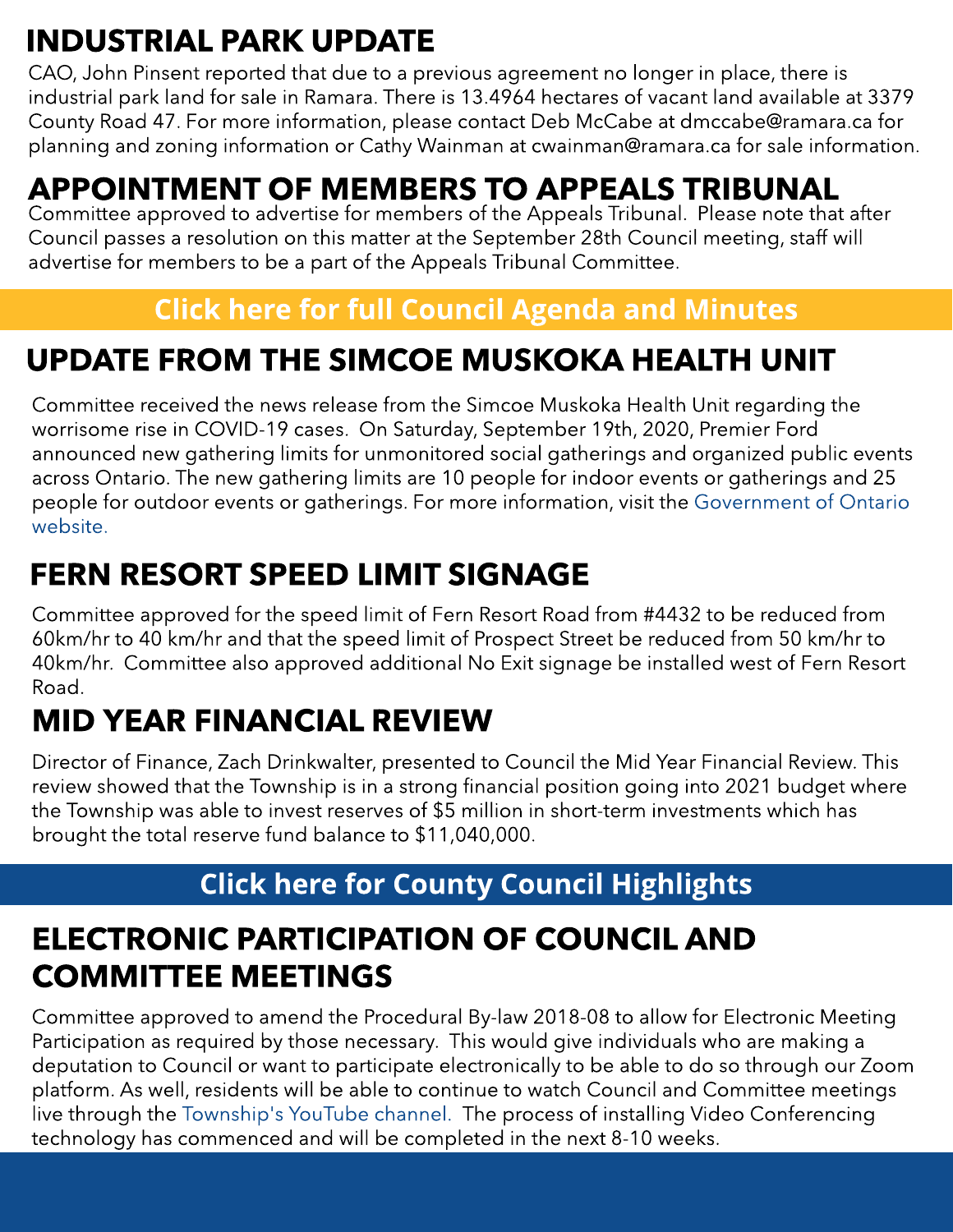## INDUSTRIAL PARK UPDATE

CAO, John Pinsent reported that due to a previous agreement no longer in place, there is industrial park land for sale in Ramara. There is 13.4964 hectares of vacant land available at 3379 County Road 47. For more information, please contact Deb McCabe at dmccabe@ramara.ca for planning and zoning information or Cathy Wainman at cwainman@ramara.ca for sale information.

## APPOINTMENT OF MEMBERS TO APPEALS TRIBUNAL

Committee approved to advertise for members of the Appeals Tribunal. Please note that after Council passes a resolution on this matter at the September 28th Council meeting, staff will advertise for members to be a part of the Appeals Tribunal Committee.

**Click here for full Council Agenda and Minutes**

## UPDATE FROM THE SIMCOE MUSKOKA HEALTH UNIT

Committee received the news release from the Simcoe Muskoka Health Unit regarding the worrisome rise in COVID-19 cases. On Saturday, September 19th, 2020, Premier Ford announced new gathering limits for unmonitored social gatherings and organized public events across Ontario. The new gathering limits are 10 people for indoor events or gatherings and 25 people for outdoor events or gatherings. For more information, visit the Government of Ontario website.

## FERN RESORT SPEED LIMIT SIGNAGE

Committee approved for the speed limit of Fern Resort Road from #4432 to be reduced from 60km/hr to 40 km/hr and that the speed limit of Prospect Street be reduced from 50 km/hr to 40km/hr. Committee also approved additional No Exit signage be installed west of Fern Resort Road.

## MID YEAR FINANCIAL REVIEW

Director of Finance, Zach Drinkwalter, presented to Council the Mid Year Financial Review. This review showed that the Township is in a strong financial position going into 2021 budget where the Township was able to invest reserves of $5 million in short-term investments which has brought the total reserve fund balance to $11,040,000.

**Click here for County Council Highlights**

## ELECTRONIC PARTICIPATION OF COUNCIL AND COMMITTEE MEETINGS

Committee approved to amend the Procedural By-law 2018-08 to allow for Electronic Meeting Participation as required by those necessary. This would give individuals who are making a deputation to Council or want to participate electronically to be able to do so through our Zoom platform. As well, residents will be able to continue to watch Council and Committee meetings live through the Township's YouTube channel. The process of installing Video Conferencing technology has commenced and will be completed in the next 8-10 weeks.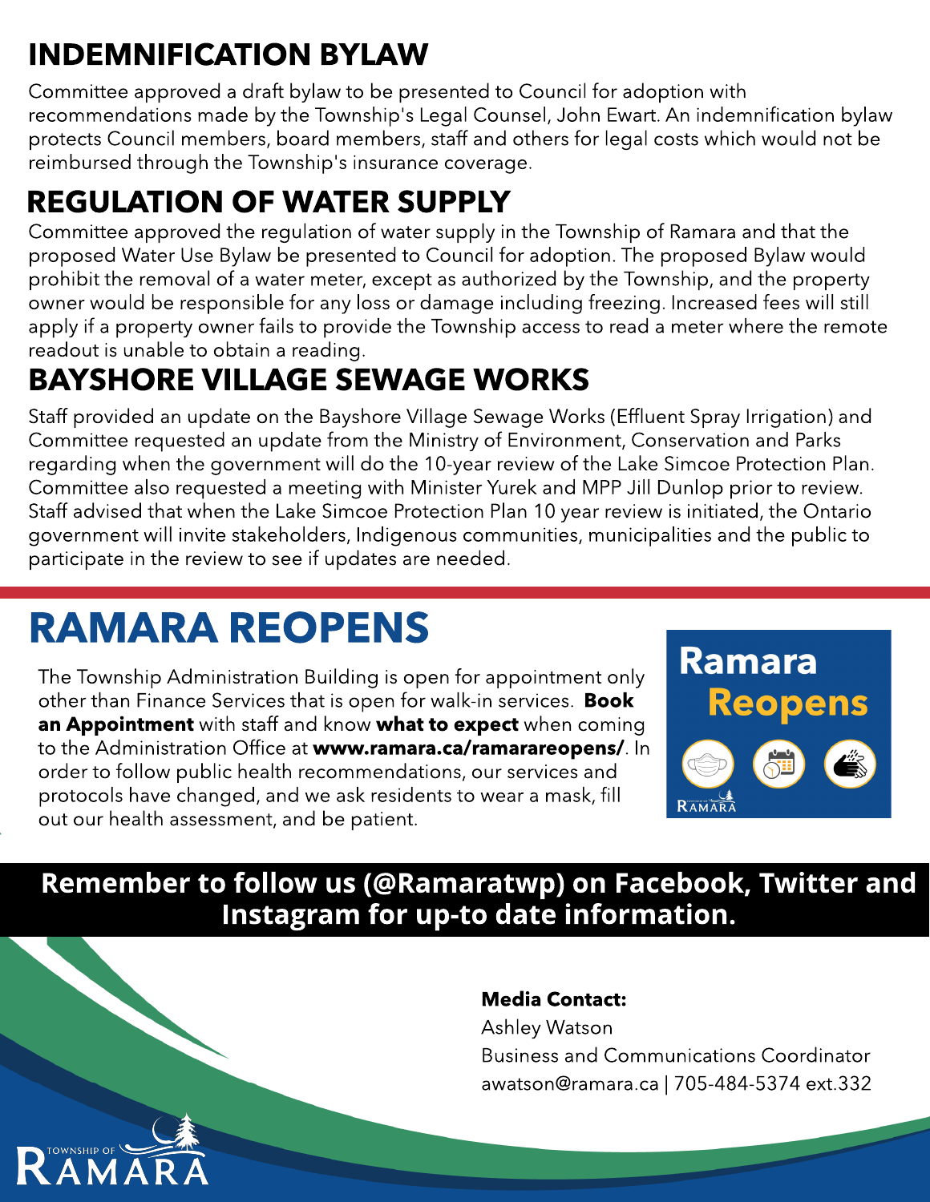## INDEMNIFICATION BYLAW

Committee approved a draft bylaw to be presented to Council for adoption with recommendations made by the Township's Legal Counsel, John Ewart. An indemnification bylaw protects Council members, board members, staff and others for legal costs which would not be reimbursed through the Township's insurance coverage.

## REGULATION OF WATER SUPPLY

Committee approved the regulation of water supply in the Township of Ramara and that the proposed Water Use Bylaw be presented to Council for adoption. The proposed Bylaw would prohibit the removal of a water meter, except as authorized by the Township, and the property owner would be responsible for any loss or damage including freezing. Increased fees will still apply if a property owner fails to provide the Township access to read a meter where the remote readout is unable to obtain a reading.

## BAYSHORE VILLAGE SEWAGE WORKS

Staff provided an update on the Bayshore Village Sewage Works (Effluent Spray Irrigation) and Committee requested an update from the Ministry of Environment, Conservation and Parks regarding when the government will do the 10-year review of the Lake Simcoe Protection Plan. Committee also requested a meeting with Minister Yurek and MPP Jill Dunlop prior to review. Staff advised that when the Lake Simcoe Protection Plan 10 year review is initiated, the Ontario government will invite stakeholders, Indigenous communities, municipalities and the public to participate in the review to see if updates are needed.

# RAMARA REOPENS

The Township Administration Building is open for appointment only other than Finance Services that is open for walk-in services. **Book an Appointment** with staff and know **what to expect** when coming to the Administration Office at **www.ramara.ca/ramarareopens/**. In order to follow public health recommendations, our services and protocols have changed, and we ask residents to wear a mask, fill out our health assessment, and be patient.

Ramara Reopens

**Remember to follow us (@Ramaratwp) on Facebook, Twitter and Instagram for up-to date information.**

**Media Contact:**
Ashley Watson
Business and Communications Coordinator
awatson@ramara.ca | 705-484-5374 ext.332

Township of Ramara